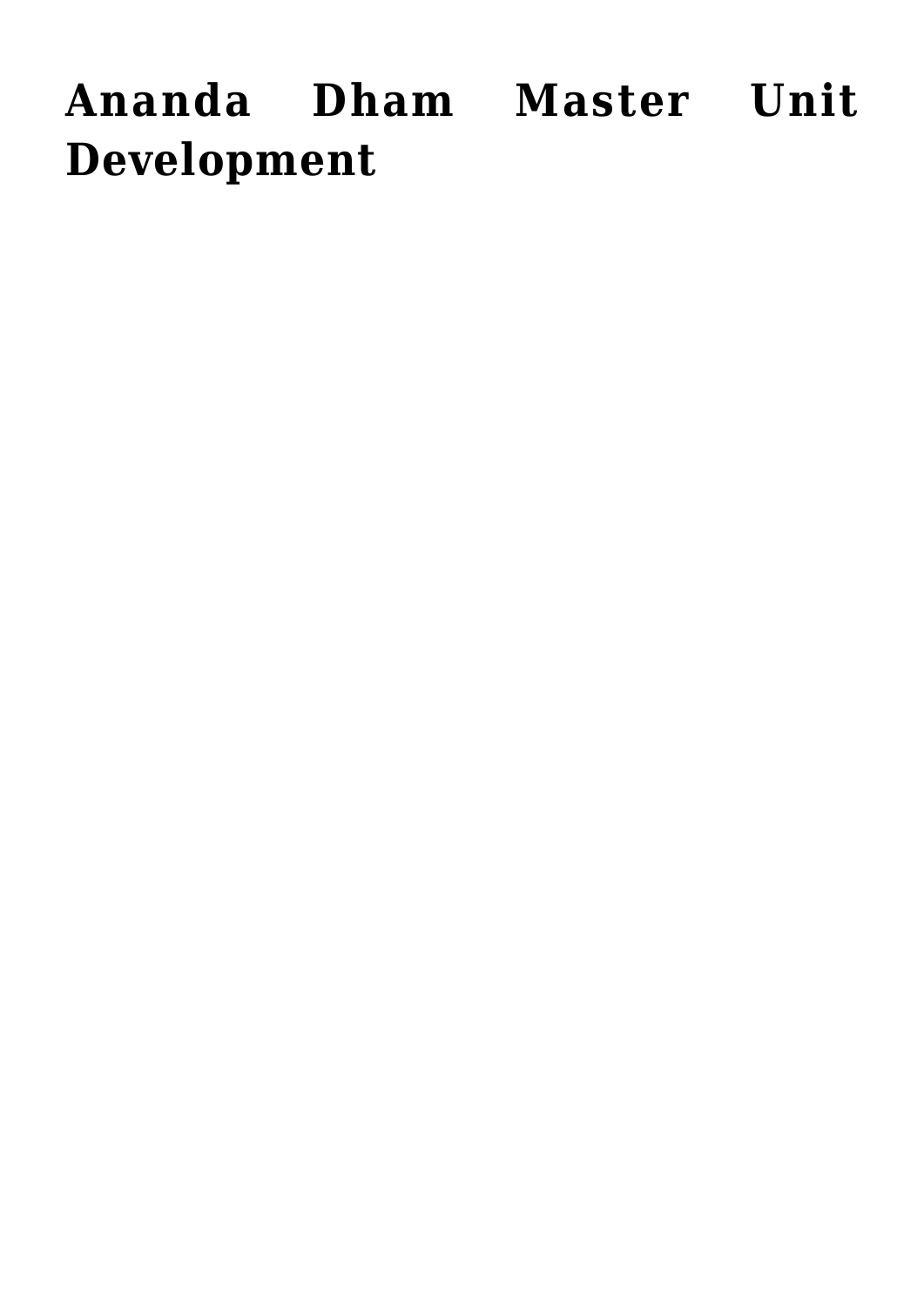# Ananda Dham Master Unit Development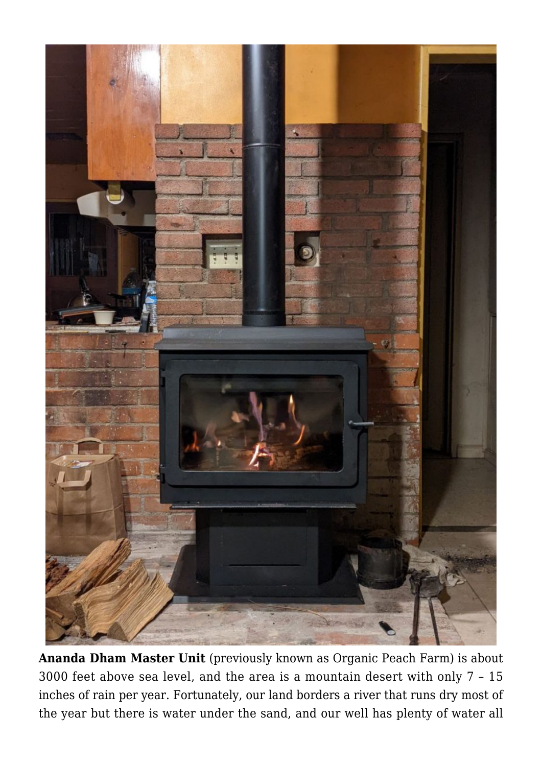**Ananda Dham Master Unit** (previously known as Organic Peach Farm) is about 3000 feet above sea level, and the area is a mountain desert with only 7 – 15 inches of rain per year. Fortunately, our land borders a river that runs dry most of the year but there is water under the sand, and our well has plenty of water all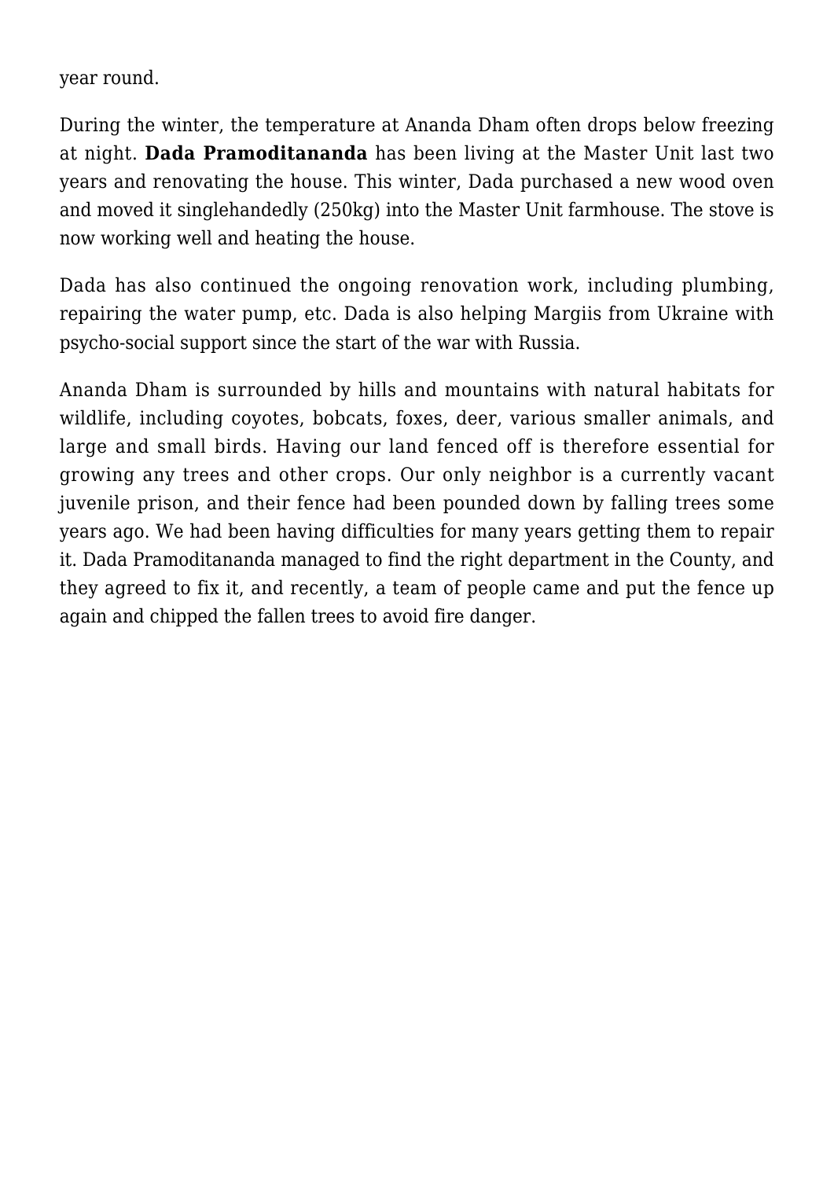year round.

During the winter, the temperature at Ananda Dham often drops below freezing at night. **Dada Pramoditananda** has been living at the Master Unit last two years and renovating the house. This winter, Dada purchased a new wood oven and moved it singlehandedly (250kg) into the Master Unit farmhouse. The stove is now working well and heating the house.

Dada has also continued the ongoing renovation work, including plumbing, repairing the water pump, etc. Dada is also helping Margiis from Ukraine with psycho-social support since the start of the war with Russia.

Ananda Dham is surrounded by hills and mountains with natural habitats for wildlife, including coyotes, bobcats, foxes, deer, various smaller animals, and large and small birds. Having our land fenced off is therefore essential for growing any trees and other crops. Our only neighbor is a currently vacant juvenile prison, and their fence had been pounded down by falling trees some years ago. We had been having difficulties for many years getting them to repair it. Dada Pramoditananda managed to find the right department in the County, and they agreed to fix it, and recently, a team of people came and put the fence up again and chipped the fallen trees to avoid fire danger.